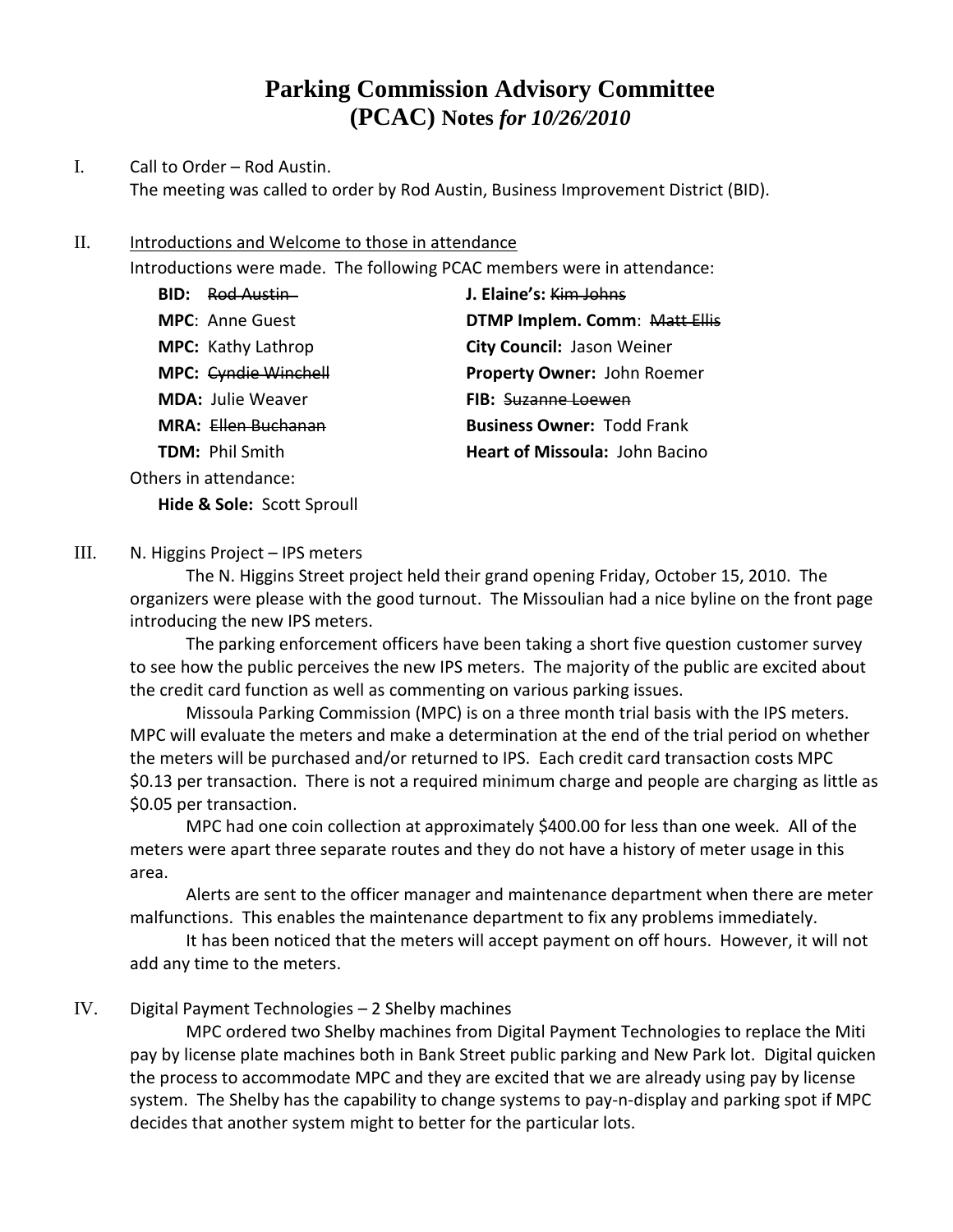# Parking Commission Advisory Committee (PCAC) Notes *for 10/26/2010*

I. Call to Order – Rod Austin.
The meeting was called to order by Rod Austin, Business Improvement District (BID).

II. <u>Introductions and Welcome to those in attendance</u>
Introductions were made. The following PCAC members were in attendance:

**BID:** ~~Rod Austin~~
**MPC**: Anne Guest
**MPC:** Kathy Lathrop
**MPC:** ~~Cyndie Winchell~~
**MDA:** Julie Weaver
**MRA:** ~~Ellen Buchanan~~
**TDM:** Phil Smith
**J. Elaine's:** ~~Kim Johns~~
**DTMP Implem. Comm**: ~~Matt Ellis~~
**City Council:** Jason Weiner
**Property Owner:** John Roemer
**FIB:** ~~Suzanne Loewen~~
**Business Owner:** Todd Frank
**Heart of Missoula:** John Bacino

Others in attendance:
**Hide & Sole:** Scott Sproull

III. N. Higgins Project – IPS meters

The N. Higgins Street project held their grand opening Friday, October 15, 2010. The organizers were please with the good turnout. The Missoulian had a nice byline on the front page introducing the new IPS meters.

The parking enforcement officers have been taking a short five question customer survey to see how the public perceives the new IPS meters. The majority of the public are excited about the credit card function as well as commenting on various parking issues.

Missoula Parking Commission (MPC) is on a three month trial basis with the IPS meters. MPC will evaluate the meters and make a determination at the end of the trial period on whether the meters will be purchased and/or returned to IPS. Each credit card transaction costs MPC $0.13 per transaction. There is not a required minimum charge and people are charging as little as $0.05 per transaction.

MPC had one coin collection at approximately $400.00 for less than one week. All of the meters were apart three separate routes and they do not have a history of meter usage in this area.

Alerts are sent to the officer manager and maintenance department when there are meter malfunctions. This enables the maintenance department to fix any problems immediately.

It has been noticed that the meters will accept payment on off hours. However, it will not add any time to the meters.

IV. Digital Payment Technologies – 2 Shelby machines

MPC ordered two Shelby machines from Digital Payment Technologies to replace the Miti pay by license plate machines both in Bank Street public parking and New Park lot. Digital quicken the process to accommodate MPC and they are excited that we are already using pay by license system. The Shelby has the capability to change systems to pay-n-display and parking spot if MPC decides that another system might to better for the particular lots.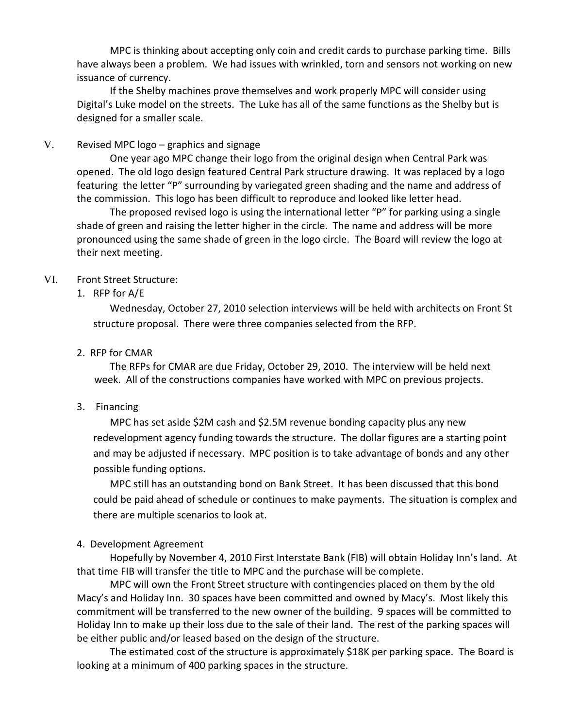MPC is thinking about accepting only coin and credit cards to purchase parking time. Bills have always been a problem. We had issues with wrinkled, torn and sensors not working on new issuance of currency.

If the Shelby machines prove themselves and work properly MPC will consider using Digital's Luke model on the streets. The Luke has all of the same functions as the Shelby but is designed for a smaller scale.

V. Revised MPC logo – graphics and signage

One year ago MPC change their logo from the original design when Central Park was opened. The old logo design featured Central Park structure drawing. It was replaced by a logo featuring the letter "P" surrounding by variegated green shading and the name and address of the commission. This logo has been difficult to reproduce and looked like letter head.

The proposed revised logo is using the international letter "P" for parking using a single shade of green and raising the letter higher in the circle. The name and address will be more pronounced using the same shade of green in the logo circle. The Board will review the logo at their next meeting.

VI. Front Street Structure:

1. RFP for A/E

   Wednesday, October 27, 2010 selection interviews will be held with architects on Front St structure proposal. There were three companies selected from the RFP.

2. RFP for CMAR

   The RFPs for CMAR are due Friday, October 29, 2010. The interview will be held next week. All of the constructions companies have worked with MPC on previous projects.

3. Financing

   MPC has set aside $2M cash and $2.5M revenue bonding capacity plus any new redevelopment agency funding towards the structure. The dollar figures are a starting point and may be adjusted if necessary. MPC position is to take advantage of bonds and any other possible funding options.

   MPC still has an outstanding bond on Bank Street. It has been discussed that this bond could be paid ahead of schedule or continues to make payments. The situation is complex and there are multiple scenarios to look at.

4. Development Agreement

Hopefully by November 4, 2010 First Interstate Bank (FIB) will obtain Holiday Inn's land. At that time FIB will transfer the title to MPC and the purchase will be complete.

MPC will own the Front Street structure with contingencies placed on them by the old Macy's and Holiday Inn. 30 spaces have been committed and owned by Macy's. Most likely this commitment will be transferred to the new owner of the building. 9 spaces will be committed to Holiday Inn to make up their loss due to the sale of their land. The rest of the parking spaces will be either public and/or leased based on the design of the structure.

The estimated cost of the structure is approximately $18K per parking space. The Board is looking at a minimum of 400 parking spaces in the structure.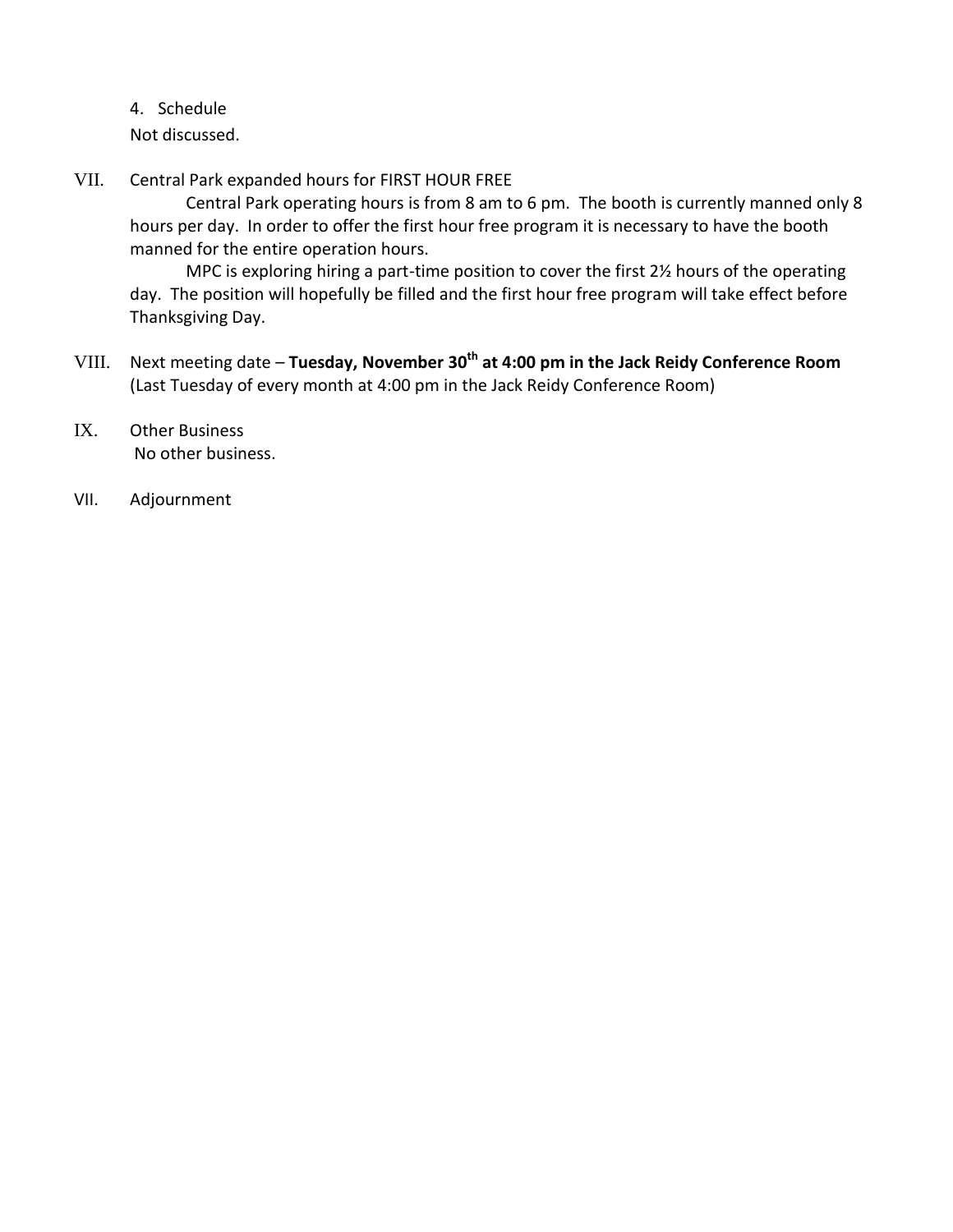4. Schedule

Not discussed.

VII. Central Park expanded hours for FIRST HOUR FREE

Central Park operating hours is from 8 am to 6 pm. The booth is currently manned only 8 hours per day. In order to offer the first hour free program it is necessary to have the booth manned for the entire operation hours.

MPC is exploring hiring a part-time position to cover the first 2½ hours of the operating day. The position will hopefully be filled and the first hour free program will take effect before Thanksgiving Day.

VIII. Next meeting date – **Tuesday, November 30th at 4:00 pm in the Jack Reidy Conference Room** (Last Tuesday of every month at 4:00 pm in the Jack Reidy Conference Room)

IX. Other Business

No other business.

VII. Adjournment